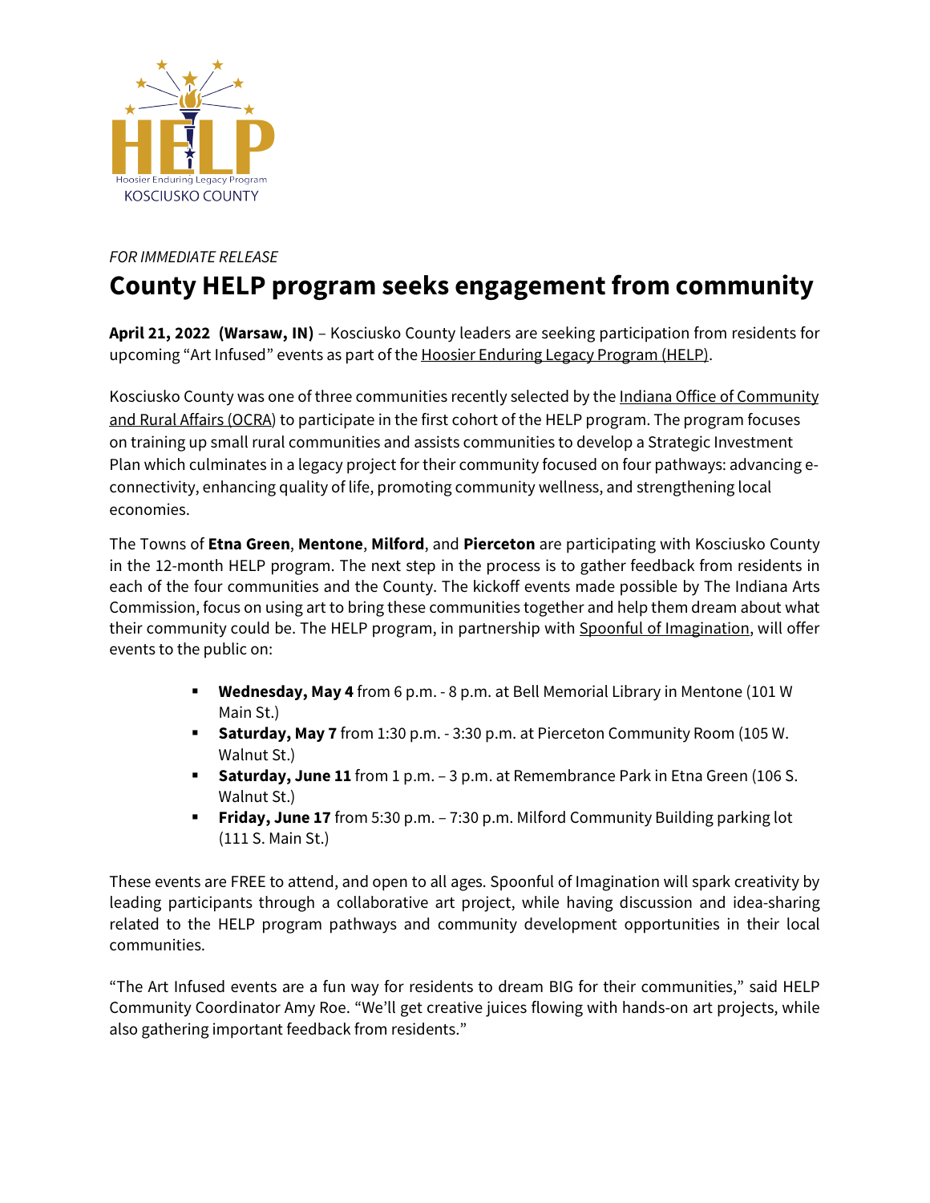HELP

Hoosier Enduring Legacy Program

KOSCIUSKO COUNTY

*FOR IMMEDIATE RELEASE*

# County HELP program seeks engagement from community

**April 21, 2022 (Warsaw, IN)** – Kosciusko County leaders are seeking participation from residents for upcoming "Art Infused" events as part of the Hoosier Enduring Legacy Program (HELP).

Kosciusko County was one of three communities recently selected by the Indiana Office of Community and Rural Affairs (OCRA) to participate in the first cohort of the HELP program. The program focuses on training up small rural communities and assists communities to develop a Strategic Investment Plan which culminates in a legacy project for their community focused on four pathways: advancing e-connectivity, enhancing quality of life, promoting community wellness, and strengthening local economies.

The Towns of **Etna Green**, **Mentone**, **Milford**, and **Pierceton** are participating with Kosciusko County in the 12-month HELP program. The next step in the process is to gather feedback from residents in each of the four communities and the County. The kickoff events made possible by The Indiana Arts Commission, focus on using art to bring these communities together and help them dream about what their community could be. The HELP program, in partnership with Spoonful of Imagination, will offer events to the public on:

- **Wednesday, May 4** from 6 p.m. - 8 p.m. at Bell Memorial Library in Mentone (101 W Main St.)
- **Saturday, May 7** from 1:30 p.m. - 3:30 p.m. at Pierceton Community Room (105 W. Walnut St.)
- **Saturday, June 11** from 1 p.m. – 3 p.m. at Remembrance Park in Etna Green (106 S. Walnut St.)
- **Friday, June 17** from 5:30 p.m. – 7:30 p.m. Milford Community Building parking lot (111 S. Main St.)

These events are FREE to attend, and open to all ages. Spoonful of Imagination will spark creativity by leading participants through a collaborative art project, while having discussion and idea-sharing related to the HELP program pathways and community development opportunities in their local communities.

"The Art Infused events are a fun way for residents to dream BIG for their communities," said HELP Community Coordinator Amy Roe. "We'll get creative juices flowing with hands-on art projects, while also gathering important feedback from residents."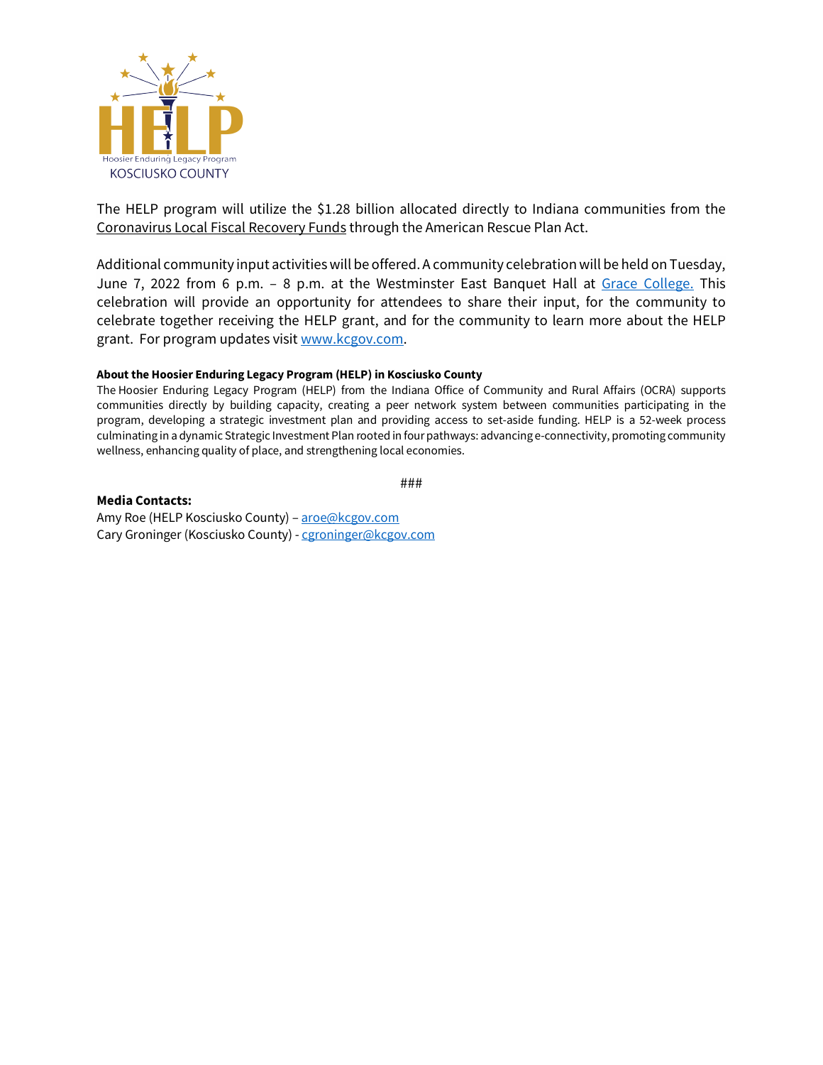The HELP program will utilize the $1.28 billion allocated directly to Indiana communities from the Coronavirus Local Fiscal Recovery Funds through the American Rescue Plan Act.

Additional community input activities will be offered. A community celebration will be held on Tuesday, June 7, 2022 from 6 p.m. – 8 p.m. at the Westminster East Banquet Hall at Grace College. This celebration will provide an opportunity for attendees to share their input, for the community to celebrate together receiving the HELP grant, and for the community to learn more about the HELP grant. For program updates visit www.kcgov.com.

**About the Hoosier Enduring Legacy Program (HELP) in Kosciusko County**

The Hoosier Enduring Legacy Program (HELP) from the Indiana Office of Community and Rural Affairs (OCRA) supports communities directly by building capacity, creating a peer network system between communities participating in the program, developing a strategic investment plan and providing access to set-aside funding. HELP is a 52-week process culminating in a dynamic Strategic Investment Plan rooted in four pathways: advancing e-connectivity, promoting community wellness, enhancing quality of place, and strengthening local economies.

###

**Media Contacts:**

Amy Roe (HELP Kosciusko County) – aroe@kcgov.com

Cary Groninger (Kosciusko County) - cgroninger@kcgov.com